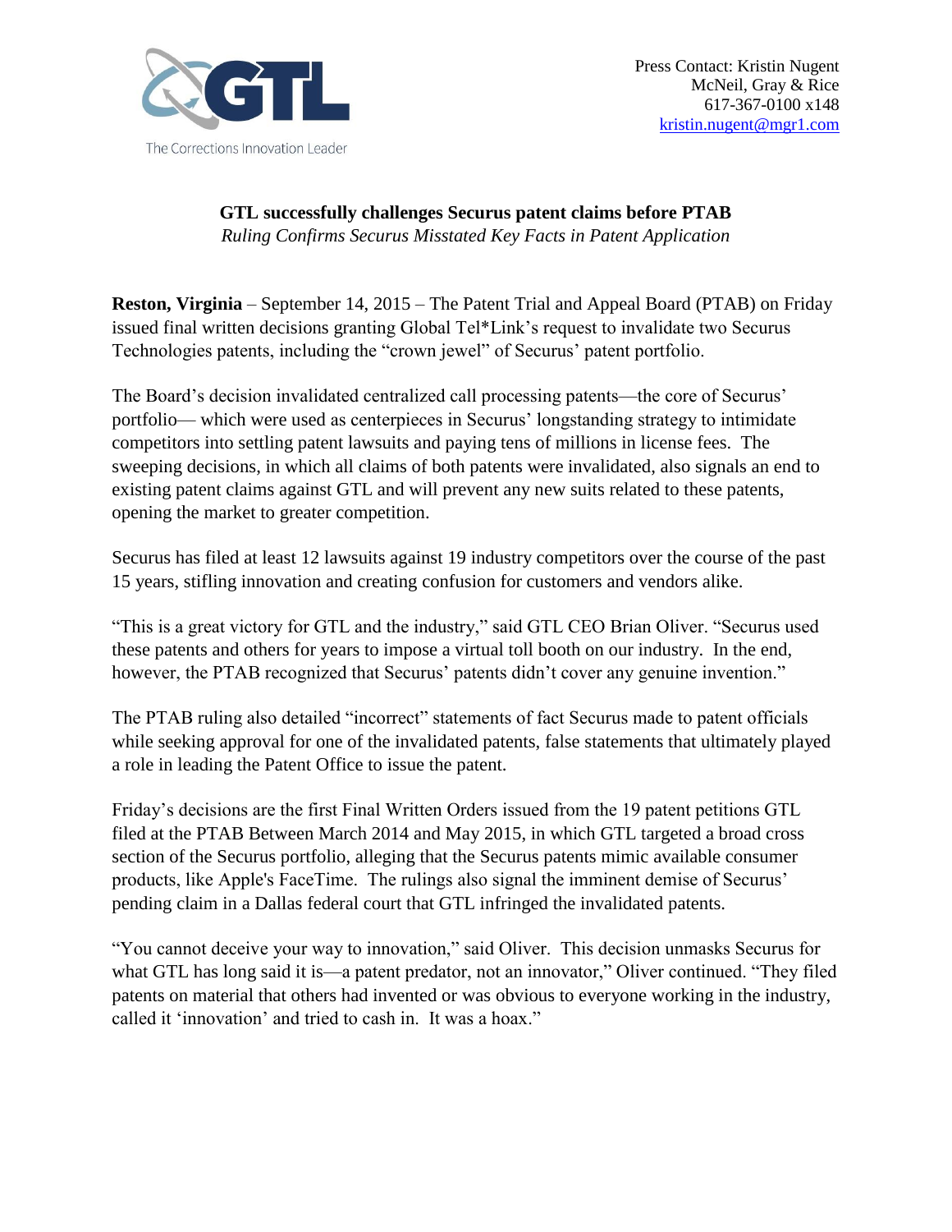GTL

The Corrections Innovation Leader

Press Contact: Kristin Nugent
McNeil, Gray & Rice
617-367-0100 x148
kristin.nugent@mgr1.com

**GTL successfully challenges Securus patent claims before PTAB**

*Ruling Confirms Securus Misstated Key Facts in Patent Application*

**Reston, Virginia** – September 14, 2015 – The Patent Trial and Appeal Board (PTAB) on Friday issued final written decisions granting Global Tel*Link's request to invalidate two Securus Technologies patents, including the "crown jewel" of Securus' patent portfolio.

The Board's decision invalidated centralized call processing patents—the core of Securus' portfolio— which were used as centerpieces in Securus' longstanding strategy to intimidate competitors into settling patent lawsuits and paying tens of millions in license fees. The sweeping decisions, in which all claims of both patents were invalidated, also signals an end to existing patent claims against GTL and will prevent any new suits related to these patents, opening the market to greater competition.

Securus has filed at least 12 lawsuits against 19 industry competitors over the course of the past 15 years, stifling innovation and creating confusion for customers and vendors alike.

"This is a great victory for GTL and the industry," said GTL CEO Brian Oliver. "Securus used these patents and others for years to impose a virtual toll booth on our industry. In the end, however, the PTAB recognized that Securus' patents didn't cover any genuine invention."

The PTAB ruling also detailed "incorrect" statements of fact Securus made to patent officials while seeking approval for one of the invalidated patents, false statements that ultimately played a role in leading the Patent Office to issue the patent.

Friday's decisions are the first Final Written Orders issued from the 19 patent petitions GTL filed at the PTAB Between March 2014 and May 2015, in which GTL targeted a broad cross section of the Securus portfolio, alleging that the Securus patents mimic available consumer products, like Apple's FaceTime. The rulings also signal the imminent demise of Securus' pending claim in a Dallas federal court that GTL infringed the invalidated patents.

"You cannot deceive your way to innovation," said Oliver. This decision unmasks Securus for what GTL has long said it is—a patent predator, not an innovator," Oliver continued. "They filed patents on material that others had invented or was obvious to everyone working in the industry, called it 'innovation' and tried to cash in. It was a hoax."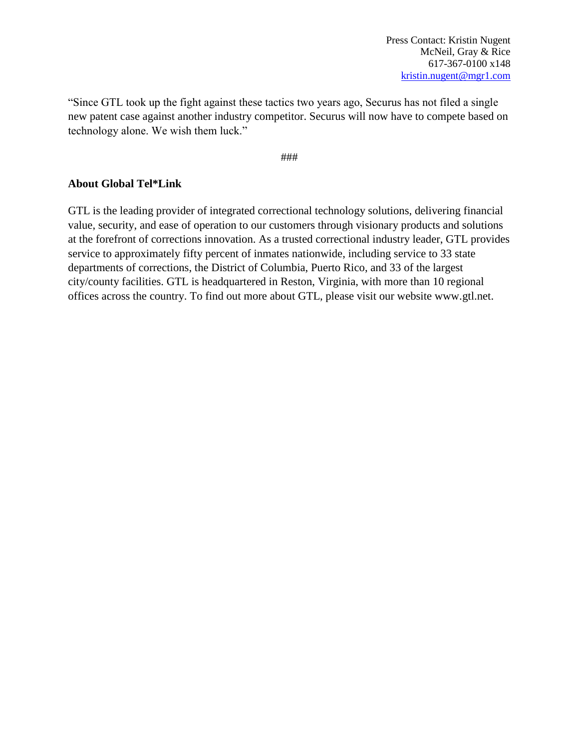Press Contact: Kristin Nugent
McNeil, Gray & Rice
617-367-0100 x148
kristin.nugent@mgr1.com

"Since GTL took up the fight against these tactics two years ago, Securus has not filed a single new patent case against another industry competitor. Securus will now have to compete based on technology alone. We wish them luck."

###

**About Global Tel*Link**

GTL is the leading provider of integrated correctional technology solutions, delivering financial value, security, and ease of operation to our customers through visionary products and solutions at the forefront of corrections innovation. As a trusted correctional industry leader, GTL provides service to approximately fifty percent of inmates nationwide, including service to 33 state departments of corrections, the District of Columbia, Puerto Rico, and 33 of the largest city/county facilities. GTL is headquartered in Reston, Virginia, with more than 10 regional offices across the country. To find out more about GTL, please visit our website www.gtl.net.